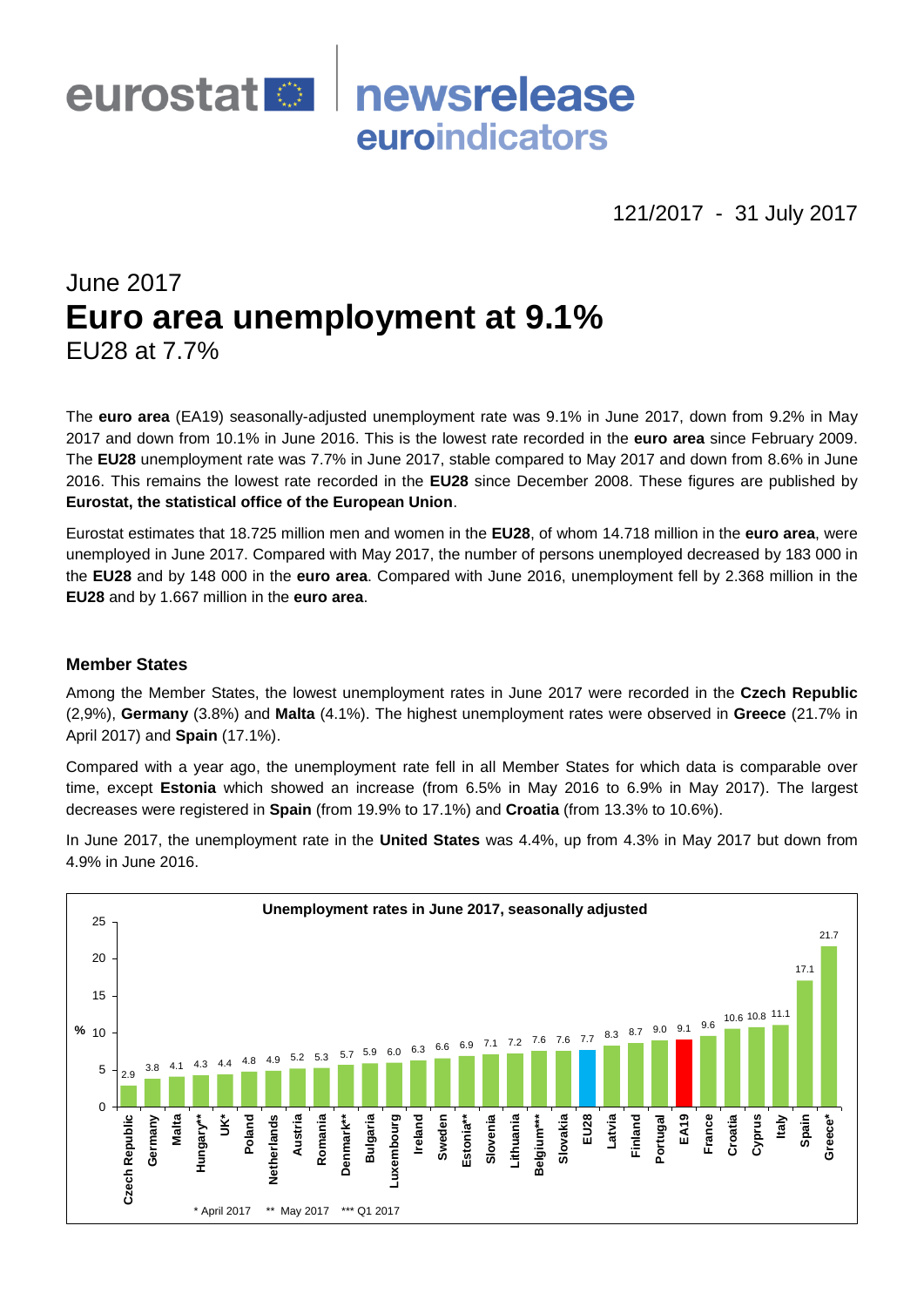eurostat newsrelease euroindicators

121/2017 - 31 July 2017

# June 2017
# Euro area unemployment at 9.1%
## EU28 at 7.7%

The **euro area** (EA19) seasonally-adjusted unemployment rate was 9.1% in June 2017, down from 9.2% in May 2017 and down from 10.1% in June 2016. This is the lowest rate recorded in the **euro area** since February 2009. The **EU28** unemployment rate was 7.7% in June 2017, stable compared to May 2017 and down from 8.6% in June 2016. This remains the lowest rate recorded in the **EU28** since December 2008. These figures are published by **Eurostat, the statistical office of the European Union**.

Eurostat estimates that 18.725 million men and women in the **EU28**, of whom 14.718 million in the **euro area**, were unemployed in June 2017. Compared with May 2017, the number of persons unemployed decreased by 183 000 in the **EU28** and by 148 000 in the **euro area**. Compared with June 2016, unemployment fell by 2.368 million in the **EU28** and by 1.667 million in the **euro area**.

### Member States

Among the Member States, the lowest unemployment rates in June 2017 were recorded in the **Czech Republic** (2,9%), **Germany** (3.8%) and **Malta** (4.1%). The highest unemployment rates were observed in **Greece** (21.7% in April 2017) and **Spain** (17.1%).

Compared with a year ago, the unemployment rate fell in all Member States for which data is comparable over time, except **Estonia** which showed an increase (from 6.5% in May 2016 to 6.9% in May 2017). The largest decreases were registered in **Spain** (from 19.9% to 17.1%) and **Croatia** (from 13.3% to 10.6%).

In June 2017, the unemployment rate in the **United States** was 4.4%, up from 4.3% in May 2017 but down from 4.9% in June 2016.

**Unemployment rates in June 2017, seasonally adjusted**

| Country | % |
|---|---|
| Czech Republic | 2.9 |
| Germany | 3.8 |
| Malta | 4.1 |
| Hungary** | 4.3 |
| UK* | 4.4 |
| Poland | 4.8 |
| Netherlands | 4.9 |
| Austria | 5.2 |
| Romania | 5.3 |
| Denmark** | 5.7 |
| Bulgaria | 5.9 |
| Luxembourg | 6.0 |
| Ireland | 6.3 |
| Sweden | 6.6 |
| Estonia** | 6.9 |
| Slovenia | 7.1 |
| Lithuania | 7.2 |
| Belgium*** | 7.6 |
| Slovakia | 7.6 |
| EU28 | 7.7 |
| Latvia | 8.3 |
| Finland | 8.7 |
| Portugal | 9.0 |
| EA19 | 9.1 |
| France | 9.6 |
| Croatia | 10.6 |
| Cyprus | 10.8 |
| Italy | 11.1 |
| Spain | 17.1 |
| Greece* | 21.7 |

\* April 2017 ** May 2017 *** Q1 2017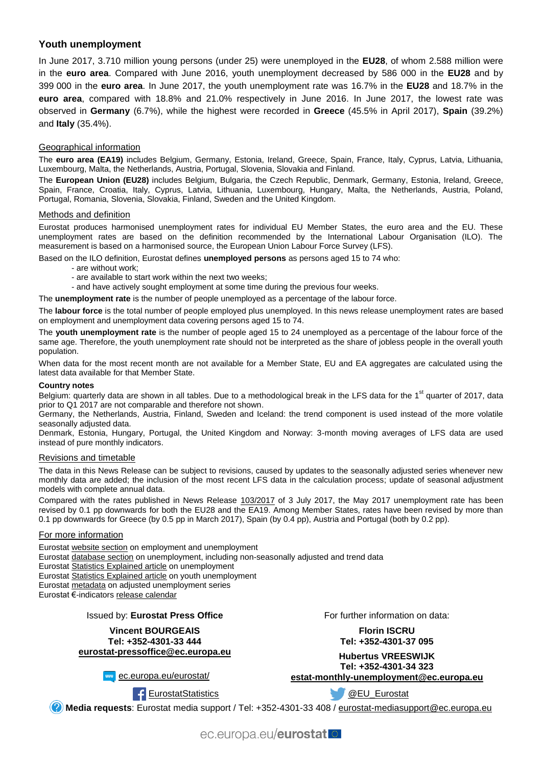## Youth unemployment

In June 2017, 3.710 million young persons (under 25) were unemployed in the **EU28**, of whom 2.588 million were in the **euro area**. Compared with June 2016, youth unemployment decreased by 586 000 in the **EU28** and by 399 000 in the **euro area**. In June 2017, the youth unemployment rate was 16.7% in the **EU28** and 18.7% in the **euro area**, compared with 18.8% and 21.0% respectively in June 2016. In June 2017, the lowest rate was observed in **Germany** (6.7%), while the highest were recorded in **Greece** (45.5% in April 2017), **Spain** (39.2%) and **Italy** (35.4%).

### Geographical information

The **euro area (EA19)** includes Belgium, Germany, Estonia, Ireland, Greece, Spain, France, Italy, Cyprus, Latvia, Lithuania, Luxembourg, Malta, the Netherlands, Austria, Portugal, Slovenia, Slovakia and Finland.

The **European Union (EU28)** includes Belgium, Bulgaria, the Czech Republic, Denmark, Germany, Estonia, Ireland, Greece, Spain, France, Croatia, Italy, Cyprus, Latvia, Lithuania, Luxembourg, Hungary, Malta, the Netherlands, Austria, Poland, Portugal, Romania, Slovenia, Slovakia, Finland, Sweden and the United Kingdom.

### Methods and definition

Eurostat produces harmonised unemployment rates for individual EU Member States, the euro area and the EU. These unemployment rates are based on the definition recommended by the International Labour Organisation (ILO). The measurement is based on a harmonised source, the European Union Labour Force Survey (LFS).

Based on the ILO definition, Eurostat defines **unemployed persons** as persons aged 15 to 74 who:

- are without work;
- are available to start work within the next two weeks;
- and have actively sought employment at some time during the previous four weeks.

The **unemployment rate** is the number of people unemployed as a percentage of the labour force.

The **labour force** is the total number of people employed plus unemployed. In this news release unemployment rates are based on employment and unemployment data covering persons aged 15 to 74.

The **youth unemployment rate** is the number of people aged 15 to 24 unemployed as a percentage of the labour force of the same age. Therefore, the youth unemployment rate should not be interpreted as the share of jobless people in the overall youth population.

When data for the most recent month are not available for a Member State, EU and EA aggregates are calculated using the latest data available for that Member State.

**Country notes**

Belgium: quarterly data are shown in all tables. Due to a methodological break in the LFS data for the 1st quarter of 2017, data prior to Q1 2017 are not comparable and therefore not shown.

Germany, the Netherlands, Austria, Finland, Sweden and Iceland: the trend component is used instead of the more volatile seasonally adjusted data.

Denmark, Estonia, Hungary, Portugal, the United Kingdom and Norway: 3-month moving averages of LFS data are used instead of pure monthly indicators.

### Revisions and timetable

The data in this News Release can be subject to revisions, caused by updates to the seasonally adjusted series whenever new monthly data are added; the inclusion of the most recent LFS data in the calculation process; update of seasonal adjustment models with complete annual data.

Compared with the rates published in News Release 103/2017 of 3 July 2017, the May 2017 unemployment rate has been revised by 0.1 pp downwards for both the EU28 and the EA19. Among Member States, rates have been revised by more than 0.1 pp downwards for Greece (by 0.5 pp in March 2017), Spain (by 0.4 pp), Austria and Portugal (both by 0.2 pp).

### For more information

Eurostat website section on employment and unemployment
Eurostat database section on unemployment, including non-seasonally adjusted and trend data
Eurostat Statistics Explained article on unemployment
Eurostat Statistics Explained article on youth unemployment
Eurostat metadata on adjusted unemployment series
Eurostat €-indicators release calendar

Issued by: **Eurostat Press Office**

**Vincent BOURGEAIS**
**Tel: +352-4301-33 444**
**eurostat-pressoffice@ec.europa.eu**

ec.europa.eu/eurostat/

EurostatStatistics

For further information on data:

**Florin ISCRU**
**Tel: +352-4301-37 095**

**Hubertus VREESWIJK**
**Tel: +352-4301-34 323**
**estat-monthly-unemployment@ec.europa.eu**

@EU_Eurostat

**Media requests**: Eurostat media support / Tel: +352-4301-33 408 / eurostat-mediasupport@ec.europa.eu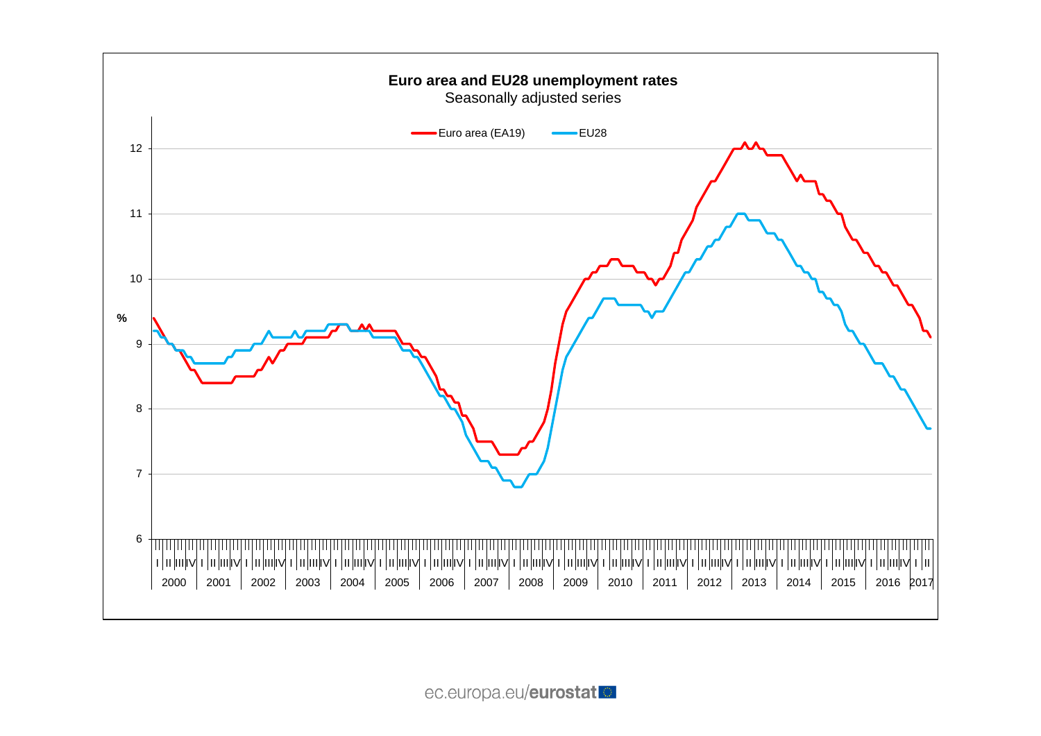**Euro area and EU28 unemployment rates**

Seasonally adjusted series

Euro area (EA19)

EU28

%

12

11

10

9

8

7

6

I II III IV

2000

2001

2002

2003

2004

2005

2006

2007

2008

2009

2010

2011

2012

2013

2014

2015

2016

2017

ec.europa.eu/eurostat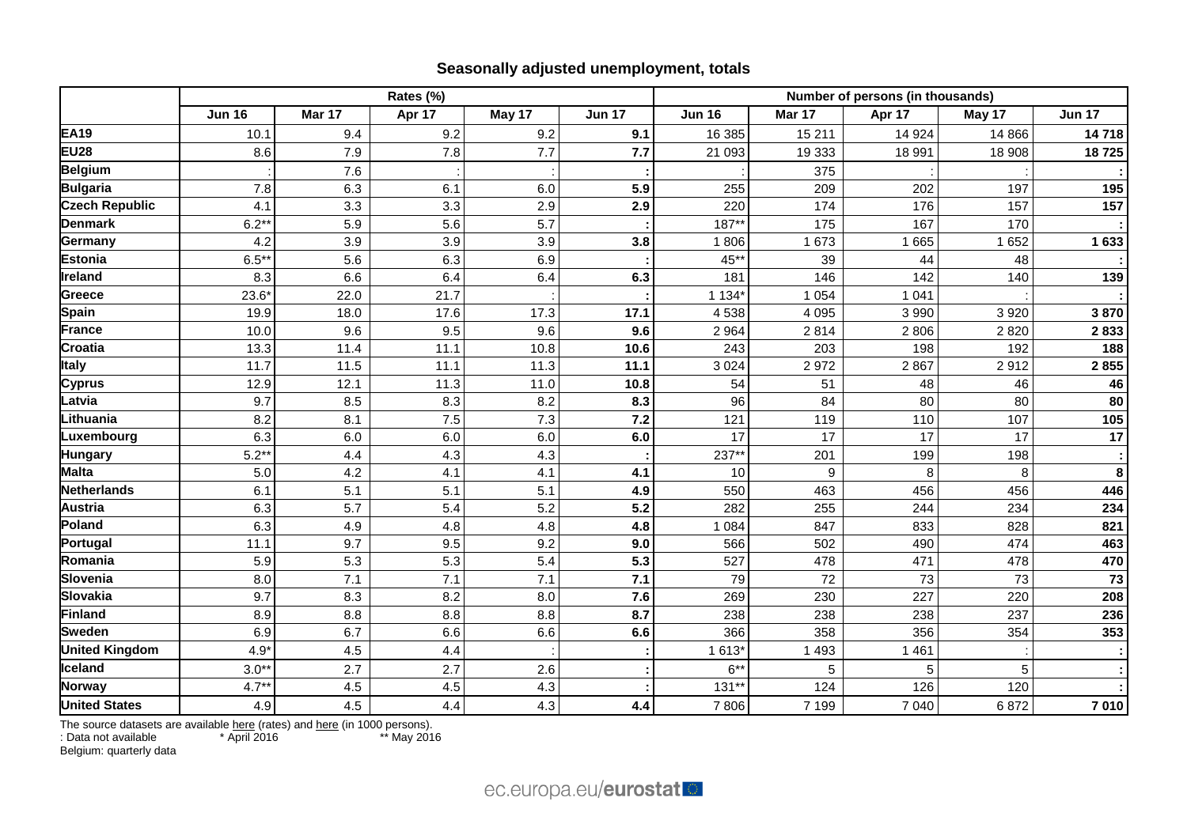## Seasonally adjusted unemployment, totals

| | Rates (%) | | | | | Number of persons (in thousands) | | | | |
|---|---|---|---|---|---|---|---|---|---|---|
| | Jun 16 | Mar 17 | Apr 17 | May 17 | Jun 17 | Jun 16 | Mar 17 | Apr 17 | May 17 | Jun 17 |
| **EA19** | 10.1 | 9.4 | 9.2 | 9.2 | **9.1** | 16 385 | 15 211 | 14 924 | 14 866 | **14 718** |
| **EU28** | 8.6 | 7.9 | 7.8 | 7.7 | **7.7** | 21 093 | 19 333 | 18 991 | 18 908 | **18 725** |
| **Belgium** | : | 7.6 | : | : | **:** | : | 375 | : | : | **:** |
| **Bulgaria** | 7.8 | 6.3 | 6.1 | 6.0 | **5.9** | 255 | 209 | 202 | 197 | **195** |
| **Czech Republic** | 4.1 | 3.3 | 3.3 | 2.9 | **2.9** | 220 | 174 | 176 | 157 | **157** |
| **Denmark** | 6.2** | 5.9 | 5.6 | 5.7 | **:** | 187** | 175 | 167 | 170 | **:** |
| **Germany** | 4.2 | 3.9 | 3.9 | 3.9 | **3.8** | 1 806 | 1 673 | 1 665 | 1 652 | **1 633** |
| **Estonia** | 6.5** | 5.6 | 6.3 | 6.9 | **:** | 45** | 39 | 44 | 48 | **:** |
| **Ireland** | 8.3 | 6.6 | 6.4 | 6.4 | **6.3** | 181 | 146 | 142 | 140 | **139** |
| **Greece** | 23.6* | 22.0 | 21.7 | : | **:** | 1 134* | 1 054 | 1 041 | : | **:** |
| **Spain** | 19.9 | 18.0 | 17.6 | 17.3 | **17.1** | 4 538 | 4 095 | 3 990 | 3 920 | **3 870** |
| **France** | 10.0 | 9.6 | 9.5 | 9.6 | **9.6** | 2 964 | 2 814 | 2 806 | 2 820 | **2 833** |
| **Croatia** | 13.3 | 11.4 | 11.1 | 10.8 | **10.6** | 243 | 203 | 198 | 192 | **188** |
| **Italy** | 11.7 | 11.5 | 11.1 | 11.3 | **11.1** | 3 024 | 2 972 | 2 867 | 2 912 | **2 855** |
| **Cyprus** | 12.9 | 12.1 | 11.3 | 11.0 | **10.8** | 54 | 51 | 48 | 46 | **46** |
| **Latvia** | 9.7 | 8.5 | 8.3 | 8.2 | **8.3** | 96 | 84 | 80 | 80 | **80** |
| **Lithuania** | 8.2 | 8.1 | 7.5 | 7.3 | **7.2** | 121 | 119 | 110 | 107 | **105** |
| **Luxembourg** | 6.3 | 6.0 | 6.0 | 6.0 | **6.0** | 17 | 17 | 17 | 17 | **17** |
| **Hungary** | 5.2** | 4.4 | 4.3 | 4.3 | **:** | 237** | 201 | 199 | 198 | **:** |
| **Malta** | 5.0 | 4.2 | 4.1 | 4.1 | **4.1** | 10 | 9 | 8 | 8 | **8** |
| **Netherlands** | 6.1 | 5.1 | 5.1 | 5.1 | **4.9** | 550 | 463 | 456 | 456 | **446** |
| **Austria** | 6.3 | 5.7 | 5.4 | 5.2 | **5.2** | 282 | 255 | 244 | 234 | **234** |
| **Poland** | 6.3 | 4.9 | 4.8 | 4.8 | **4.8** | 1 084 | 847 | 833 | 828 | **821** |
| **Portugal** | 11.1 | 9.7 | 9.5 | 9.2 | **9.0** | 566 | 502 | 490 | 474 | **463** |
| **Romania** | 5.9 | 5.3 | 5.3 | 5.4 | **5.3** | 527 | 478 | 471 | 478 | **470** |
| **Slovenia** | 8.0 | 7.1 | 7.1 | 7.1 | **7.1** | 79 | 72 | 73 | 73 | **73** |
| **Slovakia** | 9.7 | 8.3 | 8.2 | 8.0 | **7.6** | 269 | 230 | 227 | 220 | **208** |
| **Finland** | 8.9 | 8.8 | 8.8 | 8.8 | **8.7** | 238 | 238 | 238 | 237 | **236** |
| **Sweden** | 6.9 | 6.7 | 6.6 | 6.6 | **6.6** | 366 | 358 | 356 | 354 | **353** |
| **United Kingdom** | 4.9* | 4.5 | 4.4 | : | **:** | 1 613* | 1 493 | 1 461 | : | **:** |
| **Iceland** | 3.0** | 2.7 | 2.7 | 2.6 | **:** | 6** | 5 | 5 | 5 | **:** |
| **Norway** | 4.7** | 4.5 | 4.5 | 4.3 | **:** | 131** | 124 | 126 | 120 | **:** |
| **United States** | 4.9 | 4.5 | 4.4 | 4.3 | **4.4** | 7 806 | 7 199 | 7 040 | 6 872 | **7 010** |

The source datasets are available here (rates) and here (in 1000 persons).

: Data not available     * April 2016     ** May 2016

Belgium: quarterly data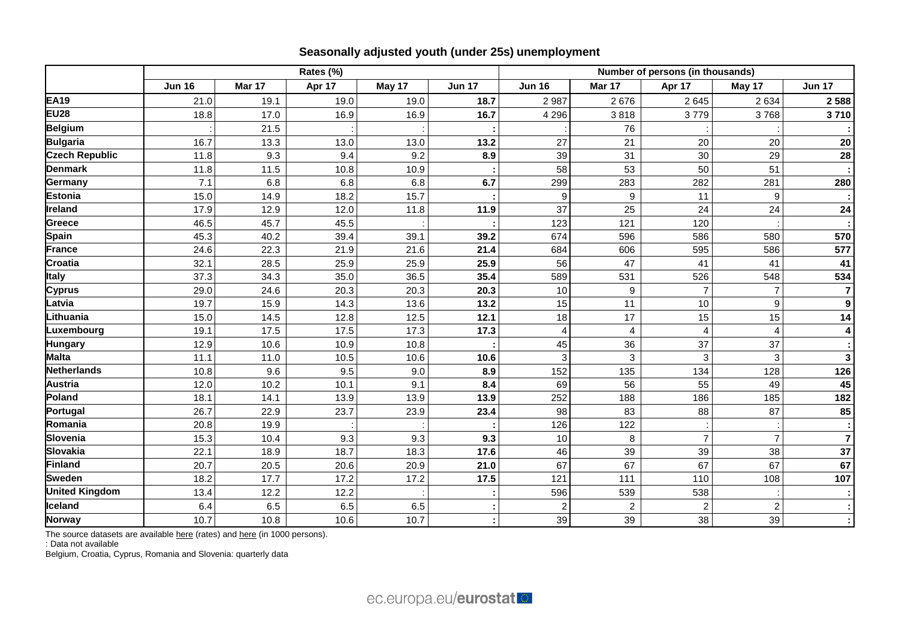## Seasonally adjusted youth (under 25s) unemployment

| | Rates (%) | | | | | Number of persons (in thousands) | | | | |
|---|---|---|---|---|---|---|---|---|---|---|
| | Jun 16 | Mar 17 | Apr 17 | May 17 | Jun 17 | Jun 16 | Mar 17 | Apr 17 | May 17 | Jun 17 |
| **EA19** | 21.0 | 19.1 | 19.0 | 19.0 | **18.7** | 2 987 | 2 676 | 2 645 | 2 634 | **2 588** |
| **EU28** | 18.8 | 17.0 | 16.9 | 16.9 | **16.7** | 4 296 | 3 818 | 3 779 | 3 768 | **3 710** |
| **Belgium** | : | 21.5 | : | : | **:** | : | 76 | : | : | **:** |
| **Bulgaria** | 16.7 | 13.3 | 13.0 | 13.0 | **13.2** | 27 | 21 | 20 | 20 | **20** |
| **Czech Republic** | 11.8 | 9.3 | 9.4 | 9.2 | **8.9** | 39 | 31 | 30 | 29 | **28** |
| **Denmark** | 11.8 | 11.5 | 10.8 | 10.9 | **:** | 58 | 53 | 50 | 51 | **:** |
| **Germany** | 7.1 | 6.8 | 6.8 | 6.8 | **6.7** | 299 | 283 | 282 | 281 | **280** |
| **Estonia** | 15.0 | 14.9 | 18.2 | 15.7 | **:** | 9 | 9 | 11 | 9 | **:** |
| **Ireland** | 17.9 | 12.9 | 12.0 | 11.8 | **11.9** | 37 | 25 | 24 | 24 | **24** |
| **Greece** | 46.5 | 45.7 | 45.5 | : | **:** | 123 | 121 | 120 | : | **:** |
| **Spain** | 45.3 | 40.2 | 39.4 | 39.1 | **39.2** | 674 | 596 | 586 | 580 | **570** |
| **France** | 24.6 | 22.3 | 21.9 | 21.6 | **21.4** | 684 | 606 | 595 | 586 | **577** |
| **Croatia** | 32.1 | 28.5 | 25.9 | 25.9 | **25.9** | 56 | 47 | 41 | 41 | **41** |
| **Italy** | 37.3 | 34.3 | 35.0 | 36.5 | **35.4** | 589 | 531 | 526 | 548 | **534** |
| **Cyprus** | 29.0 | 24.6 | 20.3 | 20.3 | **20.3** | 10 | 9 | 7 | 7 | **7** |
| **Latvia** | 19.7 | 15.9 | 14.3 | 13.6 | **13.2** | 15 | 11 | 10 | 9 | **9** |
| **Lithuania** | 15.0 | 14.5 | 12.8 | 12.5 | **12.1** | 18 | 17 | 15 | 15 | **14** |
| **Luxembourg** | 19.1 | 17.5 | 17.5 | 17.3 | **17.3** | 4 | 4 | 4 | 4 | **4** |
| **Hungary** | 12.9 | 10.6 | 10.9 | 10.8 | **:** | 45 | 36 | 37 | 37 | **:** |
| **Malta** | 11.1 | 11.0 | 10.5 | 10.6 | **10.6** | 3 | 3 | 3 | 3 | **3** |
| **Netherlands** | 10.8 | 9.6 | 9.5 | 9.0 | **8.9** | 152 | 135 | 134 | 128 | **126** |
| **Austria** | 12.0 | 10.2 | 10.1 | 9.1 | **8.4** | 69 | 56 | 55 | 49 | **45** |
| **Poland** | 18.1 | 14.1 | 13.9 | 13.9 | **13.9** | 252 | 188 | 186 | 185 | **182** |
| **Portugal** | 26.7 | 22.9 | 23.7 | 23.9 | **23.4** | 98 | 83 | 88 | 87 | **85** |
| **Romania** | 20.8 | 19.9 | : | : | **:** | 126 | 122 | : | : | **:** |
| **Slovenia** | 15.3 | 10.4 | 9.3 | 9.3 | **9.3** | 10 | 8 | 7 | 7 | **7** |
| **Slovakia** | 22.1 | 18.9 | 18.7 | 18.3 | **17.6** | 46 | 39 | 39 | 38 | **37** |
| **Finland** | 20.7 | 20.5 | 20.6 | 20.9 | **21.0** | 67 | 67 | 67 | 67 | **67** |
| **Sweden** | 18.2 | 17.7 | 17.2 | 17.2 | **17.5** | 121 | 111 | 110 | 108 | **107** |
| **United Kingdom** | 13.4 | 12.2 | 12.2 | : | **:** | 596 | 539 | 538 | : | **:** |
| **Iceland** | 6.4 | 6.5 | 6.5 | 6.5 | **:** | 2 | 2 | 2 | 2 | **:** |
| **Norway** | 10.7 | 10.8 | 10.6 | 10.7 | **:** | 39 | 39 | 38 | 39 | **:** |

The source datasets are available here (rates) and here (in 1000 persons).

: Data not available

Belgium, Croatia, Cyprus, Romania and Slovenia: quarterly data

ec.europa.eu/**eurostat**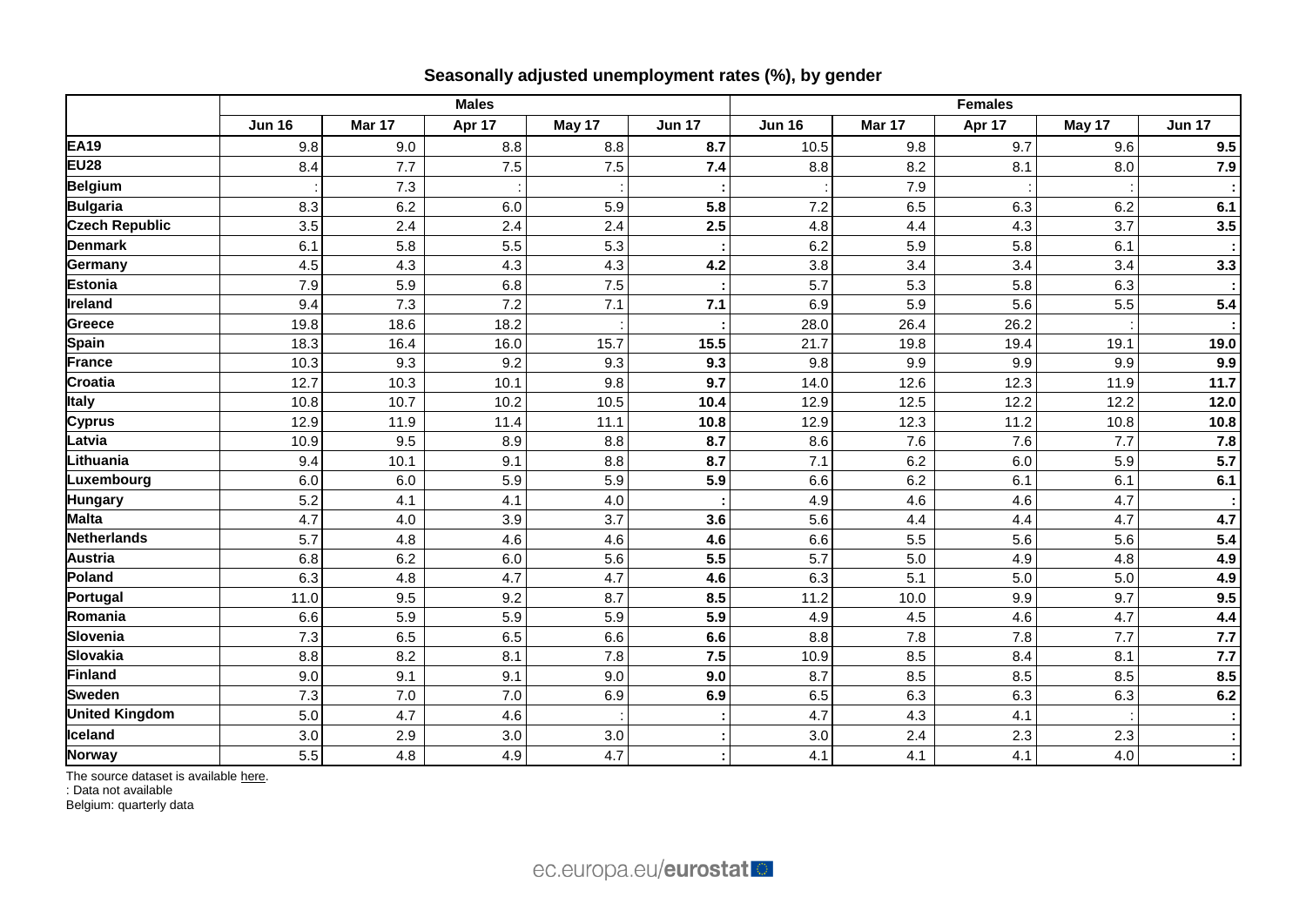## Seasonally adjusted unemployment rates (%), by gender

| | Males | | | | | Females | | | | |
|---|---|---|---|---|---|---|---|---|---|---|
| | Jun 16 | Mar 17 | Apr 17 | May 17 | Jun 17 | Jun 16 | Mar 17 | Apr 17 | May 17 | Jun 17 |
| **EA19** | 9.8 | 9.0 | 8.8 | 8.8 | **8.7** | 10.5 | 9.8 | 9.7 | 9.6 | **9.5** |
| **EU28** | 8.4 | 7.7 | 7.5 | 7.5 | **7.4** | 8.8 | 8.2 | 8.1 | 8.0 | **7.9** |
| **Belgium** | : | 7.3 | : | : | **:** | : | 7.9 | : | : | **:** |
| **Bulgaria** | 8.3 | 6.2 | 6.0 | 5.9 | **5.8** | 7.2 | 6.5 | 6.3 | 6.2 | **6.1** |
| **Czech Republic** | 3.5 | 2.4 | 2.4 | 2.4 | **2.5** | 4.8 | 4.4 | 4.3 | 3.7 | **3.5** |
| **Denmark** | 6.1 | 5.8 | 5.5 | 5.3 | **:** | 6.2 | 5.9 | 5.8 | 6.1 | **:** |
| **Germany** | 4.5 | 4.3 | 4.3 | 4.3 | **4.2** | 3.8 | 3.4 | 3.4 | 3.4 | **3.3** |
| **Estonia** | 7.9 | 5.9 | 6.8 | 7.5 | **:** | 5.7 | 5.3 | 5.8 | 6.3 | **:** |
| **Ireland** | 9.4 | 7.3 | 7.2 | 7.1 | **7.1** | 6.9 | 5.9 | 5.6 | 5.5 | **5.4** |
| **Greece** | 19.8 | 18.6 | 18.2 | : | **:** | 28.0 | 26.4 | 26.2 | : | **:** |
| **Spain** | 18.3 | 16.4 | 16.0 | 15.7 | **15.5** | 21.7 | 19.8 | 19.4 | 19.1 | **19.0** |
| **France** | 10.3 | 9.3 | 9.2 | 9.3 | **9.3** | 9.8 | 9.9 | 9.9 | 9.9 | **9.9** |
| **Croatia** | 12.7 | 10.3 | 10.1 | 9.8 | **9.7** | 14.0 | 12.6 | 12.3 | 11.9 | **11.7** |
| **Italy** | 10.8 | 10.7 | 10.2 | 10.5 | **10.4** | 12.9 | 12.5 | 12.2 | 12.2 | **12.0** |
| **Cyprus** | 12.9 | 11.9 | 11.4 | 11.1 | **10.8** | 12.9 | 12.3 | 11.2 | 10.8 | **10.8** |
| **Latvia** | 10.9 | 9.5 | 8.9 | 8.8 | **8.7** | 8.6 | 7.6 | 7.6 | 7.7 | **7.8** |
| **Lithuania** | 9.4 | 10.1 | 9.1 | 8.8 | **8.7** | 7.1 | 6.2 | 6.0 | 5.9 | **5.7** |
| **Luxembourg** | 6.0 | 6.0 | 5.9 | 5.9 | **5.9** | 6.6 | 6.2 | 6.1 | 6.1 | **6.1** |
| **Hungary** | 5.2 | 4.1 | 4.1 | 4.0 | **:** | 4.9 | 4.6 | 4.6 | 4.7 | **:** |
| **Malta** | 4.7 | 4.0 | 3.9 | 3.7 | **3.6** | 5.6 | 4.4 | 4.4 | 4.7 | **4.7** |
| **Netherlands** | 5.7 | 4.8 | 4.6 | 4.6 | **4.6** | 6.6 | 5.5 | 5.6 | 5.6 | **5.4** |
| **Austria** | 6.8 | 6.2 | 6.0 | 5.6 | **5.5** | 5.7 | 5.0 | 4.9 | 4.8 | **4.9** |
| **Poland** | 6.3 | 4.8 | 4.7 | 4.7 | **4.6** | 6.3 | 5.1 | 5.0 | 5.0 | **4.9** |
| **Portugal** | 11.0 | 9.5 | 9.2 | 8.7 | **8.5** | 11.2 | 10.0 | 9.9 | 9.7 | **9.5** |
| **Romania** | 6.6 | 5.9 | 5.9 | 5.9 | **5.9** | 4.9 | 4.5 | 4.6 | 4.7 | **4.4** |
| **Slovenia** | 7.3 | 6.5 | 6.5 | 6.6 | **6.6** | 8.8 | 7.8 | 7.8 | 7.7 | **7.7** |
| **Slovakia** | 8.8 | 8.2 | 8.1 | 7.8 | **7.5** | 10.9 | 8.5 | 8.4 | 8.1 | **7.7** |
| **Finland** | 9.0 | 9.1 | 9.1 | 9.0 | **9.0** | 8.7 | 8.5 | 8.5 | 8.5 | **8.5** |
| **Sweden** | 7.3 | 7.0 | 7.0 | 6.9 | **6.9** | 6.5 | 6.3 | 6.3 | 6.3 | **6.2** |
| **United Kingdom** | 5.0 | 4.7 | 4.6 | : | **:** | 4.7 | 4.3 | 4.1 | : | **:** |
| **Iceland** | 3.0 | 2.9 | 3.0 | 3.0 | **:** | 3.0 | 2.4 | 2.3 | 2.3 | **:** |
| **Norway** | 5.5 | 4.8 | 4.9 | 4.7 | **:** | 4.1 | 4.1 | 4.1 | 4.0 | **:** |

The source dataset is available here.
: Data not available
Belgium: quarterly data